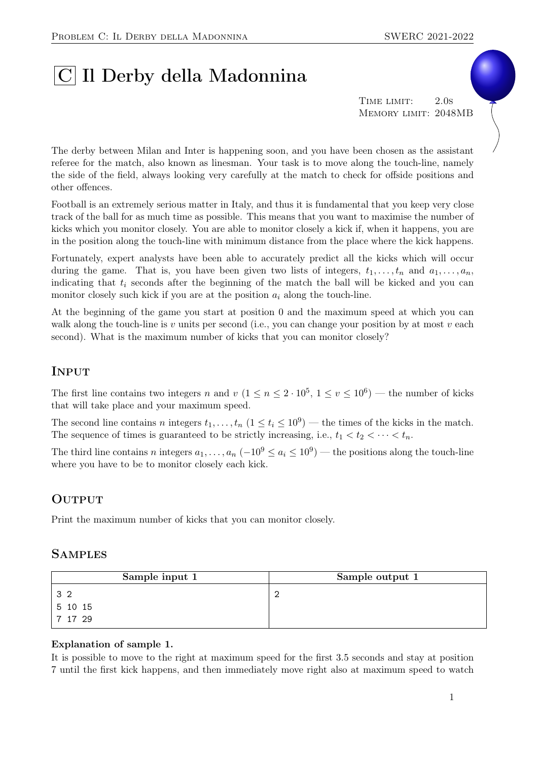# C Il Derby della Madonnina

Time limit: 2.0s
Memory limit: 2048MB

The derby between Milan and Inter is happening soon, and you have been chosen as the assistant referee for the match, also known as linesman. Your task is to move along the touch-line, namely the side of the field, always looking very carefully at the match to check for offside positions and other offences.

Football is an extremely serious matter in Italy, and thus it is fundamental that you keep very close track of the ball for as much time as possible. This means that you want to maximise the number of kicks which you monitor closely. You are able to monitor closely a kick if, when it happens, you are in the position along the touch-line with minimum distance from the place where the kick happens.

Fortunately, expert analysts have been able to accurately predict all the kicks which will occur during the game. That is, you have been given two lists of integers, $t_1, \ldots, t_n$ and $a_1, \ldots, a_n$, indicating that $t_i$ seconds after the beginning of the match the ball will be kicked and you can monitor closely such kick if you are at the position $a_i$ along the touch-line.

At the beginning of the game you start at position 0 and the maximum speed at which you can walk along the touch-line is $v$ units per second (i.e., you can change your position by at most $v$ each second). What is the maximum number of kicks that you can monitor closely?

## Input

The first line contains two integers $n$ and $v$ ($1 \leq n \leq 2 \cdot 10^5$, $1 \leq v \leq 10^6$) — the number of kicks that will take place and your maximum speed.

The second line contains $n$ integers $t_1, \ldots, t_n$ ($1 \leq t_i \leq 10^9$) — the times of the kicks in the match. The sequence of times is guaranteed to be strictly increasing, i.e., $t_1 < t_2 < \cdots < t_n$.

The third line contains $n$ integers $a_1, \ldots, a_n$ ($-10^9 \leq a_i \leq 10^9$) — the positions along the touch-line where you have to be to monitor closely each kick.

## Output

Print the maximum number of kicks that you can monitor closely.

## Samples

| Sample input 1 | Sample output 1 |
|---|---|
| 3 2<br>5 10 15<br>7 17 29 | 2 |

**Explanation of sample 1.**

It is possible to move to the right at maximum speed for the first 3.5 seconds and stay at position 7 until the first kick happens, and then immediately move right also at maximum speed to watch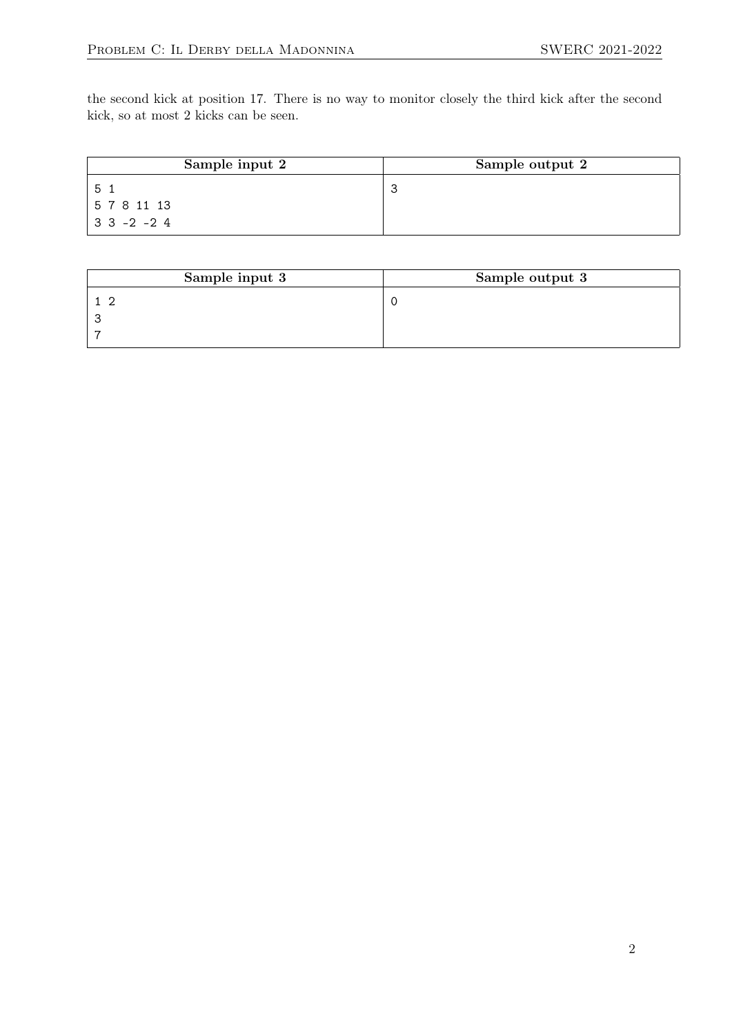the second kick at position 17. There is no way to monitor closely the third kick after the second kick, so at most 2 kicks can be seen.

| Sample input 2 | Sample output 2 |
| --- | --- |
| 5 1<br>5 7 8 11 13<br>3 3 -2 -2 4 | 3 |

| Sample input 3 | Sample output 3 |
| --- | --- |
| 1 2<br>3<br>7 | 0 |